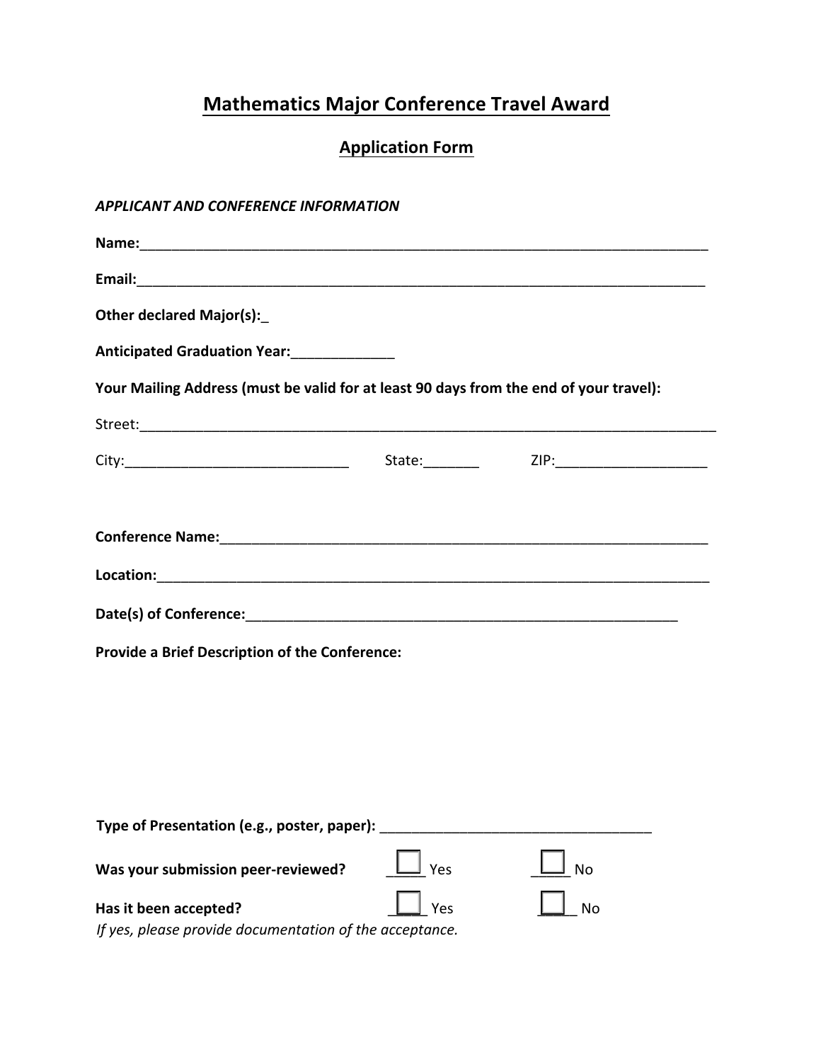# Mathematics Major Conference Travel Award

## Application Form

***APPLICANT AND CONFERENCE INFORMATION***

**Name:**___________________________________________________________________________

**Email:**__________________________________________________________________________

**Other declared Major(s):**_

**Anticipated Graduation Year:**_____________

**Your Mailing Address (must be valid for at least 90 days from the end of your travel):**

Street:_____________________________________________________________________________

City:____________________________ State:_______ ZIP:___________________

**Conference Name:**____________________________________________________________

**Location:**___________________________________________________________________

**Date(s) of Conference:**_______________________________________________________

**Provide a Brief Description of the Conference:**

**Type of Presentation (e.g., poster, paper):** __________________________________

**Was your submission peer-reviewed?** ☐ Yes ☐ No

**Has it been accepted?** ☐ Yes ☐ No

*If yes, please provide documentation of the acceptance.*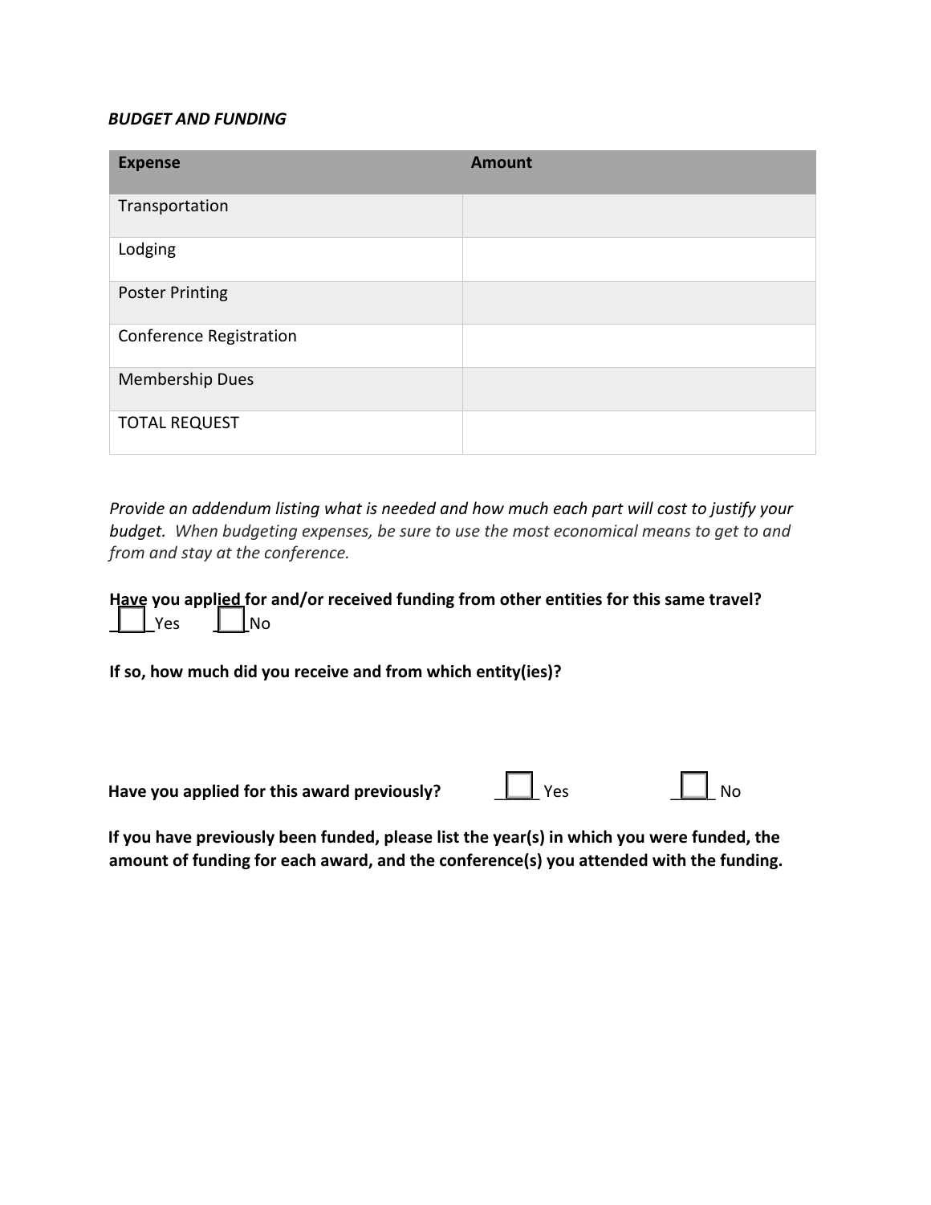***BUDGET AND FUNDING***

| Expense | Amount |
|---|---|
| Transportation | |
| Lodging | |
| Poster Printing | |
| Conference Registration | |
| Membership Dues | |
| TOTAL REQUEST | |

*Provide an addendum listing what is needed and how much each part will cost to justify your budget. When budgeting expenses, be sure to use the most economical means to get to and from and stay at the conference.*

**Have you applied for and/or received funding from other entities for this same travel?**
☐ Yes ☐ No

**If so, how much did you receive and from which entity(ies)?**

**Have you applied for this award previously?** ☐ Yes ☐ No

**If you have previously been funded, please list the year(s) in which you were funded, the amount of funding for each award, and the conference(s) you attended with the funding.**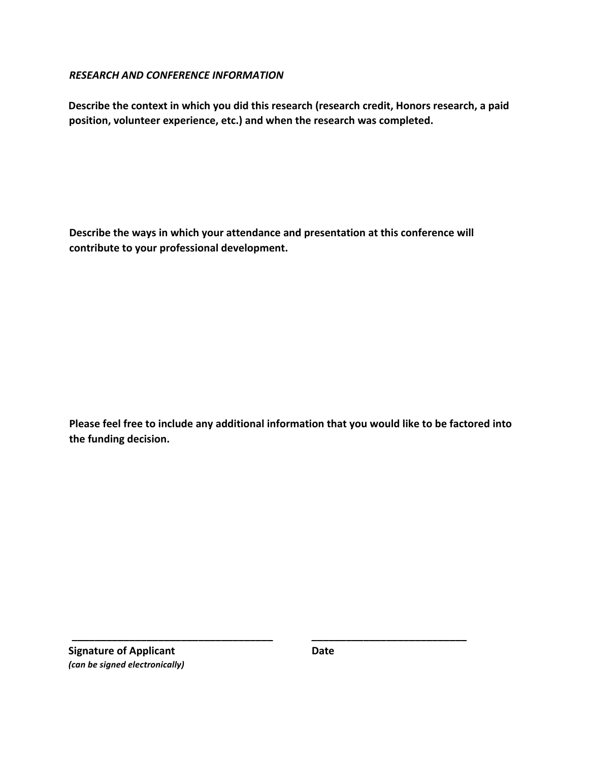*RESEARCH AND CONFERENCE INFORMATION*

**Describe the context in which you did this research (research credit, Honors research, a paid position, volunteer experience, etc.) and when the research was completed.**

**Describe the ways in which your attendance and presentation at this conference will contribute to your professional development.**

**Please feel free to include any additional information that you would like to be factored into the funding decision.**

\_\_\_\_\_\_\_\_\_\_\_\_\_\_\_\_\_\_\_\_\_\_\_\_\_\_\_\_\_\_\_\_\_\_\_\_ \_\_\_\_\_\_\_\_\_\_\_\_\_\_\_\_\_\_\_\_\_\_\_\_\_\_\_\_

**Signature of Applicant** **Date**

***(can be signed electronically)***